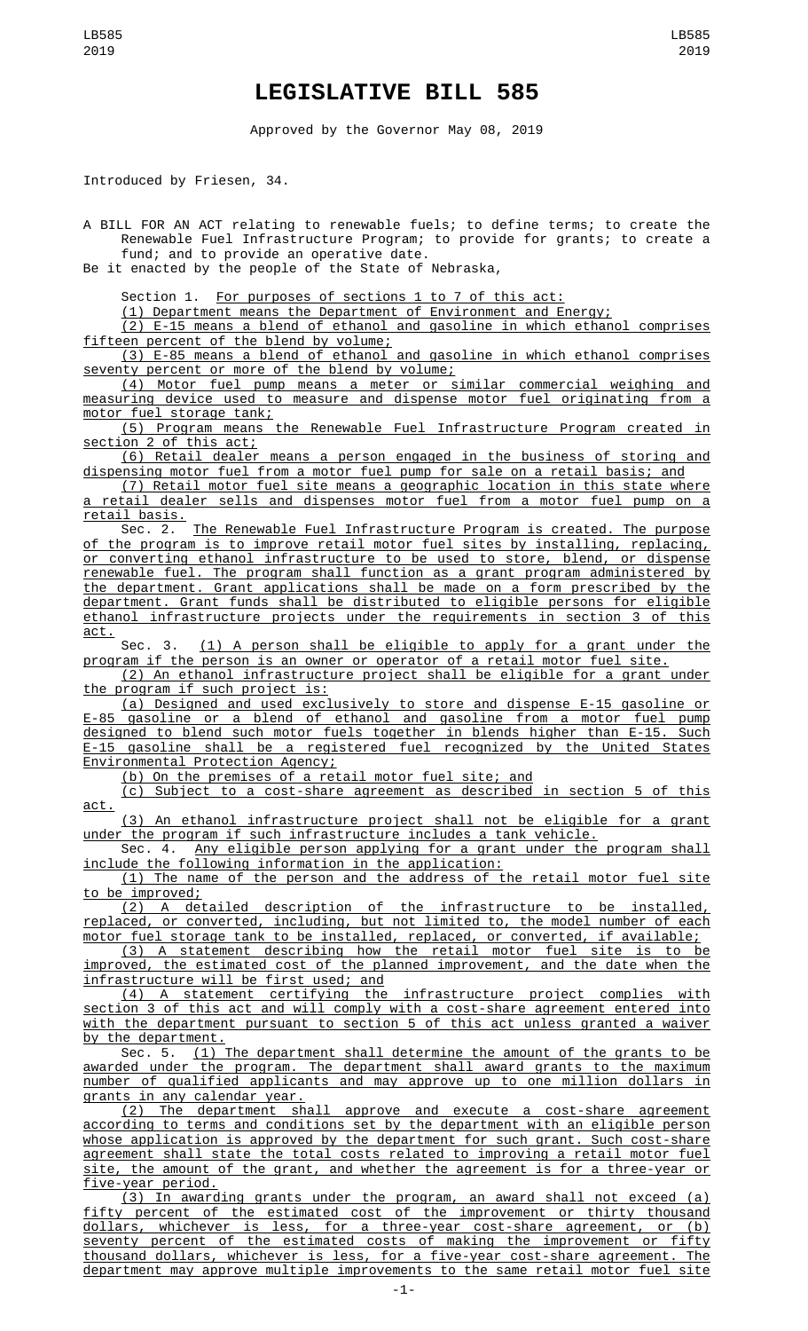# LEGISLATIVE BILL 585

Approved by the Governor May 08, 2019

Introduced by Friesen, 34.

A BILL FOR AN ACT relating to renewable fuels; to define terms; to create the Renewable Fuel Infrastructure Program; to provide for grants; to create a fund; and to provide an operative date.

Be it enacted by the people of the State of Nebraska,

Section 1. For purposes of sections 1 to 7 of this act:

(1) Department means the Department of Environment and Energy;

(2) E-15 means a blend of ethanol and gasoline in which ethanol comprises fifteen percent of the blend by volume;

(3) E-85 means a blend of ethanol and gasoline in which ethanol comprises seventy percent or more of the blend by volume;

(4) Motor fuel pump means a meter or similar commercial weighing and measuring device used to measure and dispense motor fuel originating from a motor fuel storage tank;

(5) Program means the Renewable Fuel Infrastructure Program created in section 2 of this act;

(6) Retail dealer means a person engaged in the business of storing and dispensing motor fuel from a motor fuel pump for sale on a retail basis; and

(7) Retail motor fuel site means a geographic location in this state where a retail dealer sells and dispenses motor fuel from a motor fuel pump on a retail basis.

Sec. 2. The Renewable Fuel Infrastructure Program is created. The purpose of the program is to improve retail motor fuel sites by installing, replacing, or converting ethanol infrastructure to be used to store, blend, or dispense renewable fuel. The program shall function as a grant program administered by the department. Grant applications shall be made on a form prescribed by the department. Grant funds shall be distributed to eligible persons for eligible ethanol infrastructure projects under the requirements in section 3 of this act.

Sec. 3. (1) A person shall be eligible to apply for a grant under the program if the person is an owner or operator of a retail motor fuel site.

(2) An ethanol infrastructure project shall be eligible for a grant under the program if such project is:

(a) Designed and used exclusively to store and dispense E-15 gasoline or E-85 gasoline or a blend of ethanol and gasoline from a motor fuel pump designed to blend such motor fuels together in blends higher than E-15. Such E-15 gasoline shall be a registered fuel recognized by the United States Environmental Protection Agency;

(b) On the premises of a retail motor fuel site; and

(c) Subject to a cost-share agreement as described in section 5 of this act.

(3) An ethanol infrastructure project shall not be eligible for a grant under the program if such infrastructure includes a tank vehicle.

Sec. 4. Any eligible person applying for a grant under the program shall include the following information in the application:

(1) The name of the person and the address of the retail motor fuel site to be improved;

(2) A detailed description of the infrastructure to be installed, replaced, or converted, including, but not limited to, the model number of each motor fuel storage tank to be installed, replaced, or converted, if available;

(3) A statement describing how the retail motor fuel site is to be improved, the estimated cost of the planned improvement, and the date when the infrastructure will be first used; and

(4) A statement certifying the infrastructure project complies with section 3 of this act and will comply with a cost-share agreement entered into with the department pursuant to section 5 of this act unless granted a waiver by the department.

Sec. 5. (1) The department shall determine the amount of the grants to be awarded under the program. The department shall award grants to the maximum number of qualified applicants and may approve up to one million dollars in grants in any calendar year.

(2) The department shall approve and execute a cost-share agreement according to terms and conditions set by the department with an eligible person whose application is approved by the department for such grant. Such cost-share agreement shall state the total costs related to improving a retail motor fuel site, the amount of the grant, and whether the agreement is for a three-year or five-year period.

(3) In awarding grants under the program, an award shall not exceed (a) fifty percent of the estimated cost of the improvement or thirty thousand dollars, whichever is less, for a three-year cost-share agreement, or (b) seventy percent of the estimated costs of making the improvement or fifty thousand dollars, whichever is less, for a five-year cost-share agreement. The department may approve multiple improvements to the same retail motor fuel site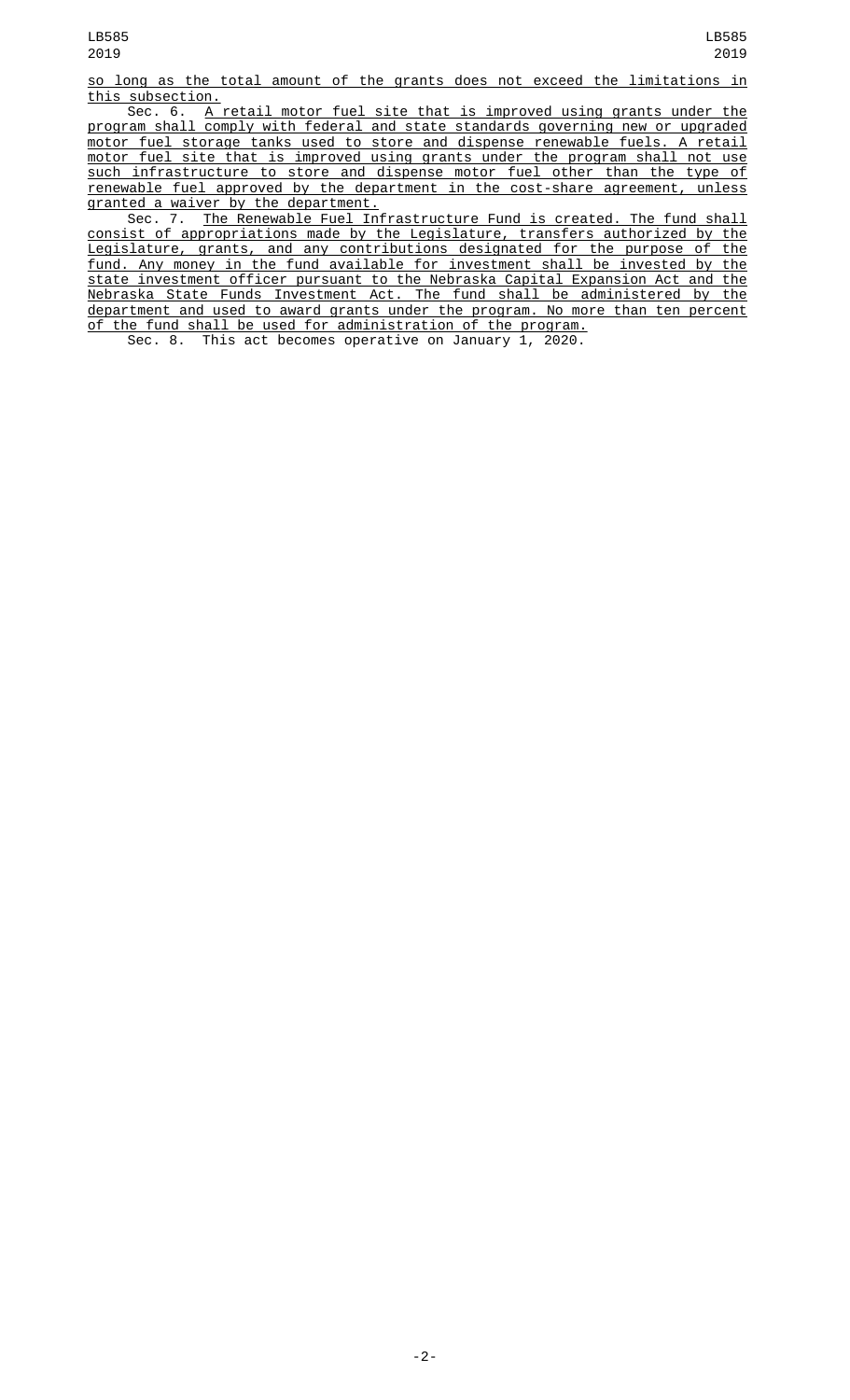so long as the total amount of the grants does not exceed the limitations in this subsection.

Sec. 6. A retail motor fuel site that is improved using grants under the program shall comply with federal and state standards governing new or upgraded motor fuel storage tanks used to store and dispense renewable fuels. A retail motor fuel site that is improved using grants under the program shall not use such infrastructure to store and dispense motor fuel other than the type of renewable fuel approved by the department in the cost-share agreement, unless granted a waiver by the department.

Sec. 7. The Renewable Fuel Infrastructure Fund is created. The fund shall consist of appropriations made by the Legislature, transfers authorized by the Legislature, grants, and any contributions designated for the purpose of the fund. Any money in the fund available for investment shall be invested by the state investment officer pursuant to the Nebraska Capital Expansion Act and the Nebraska State Funds Investment Act. The fund shall be administered by the department and used to award grants under the program. No more than ten percent of the fund shall be used for administration of the program.

Sec. 8. This act becomes operative on January 1, 2020.